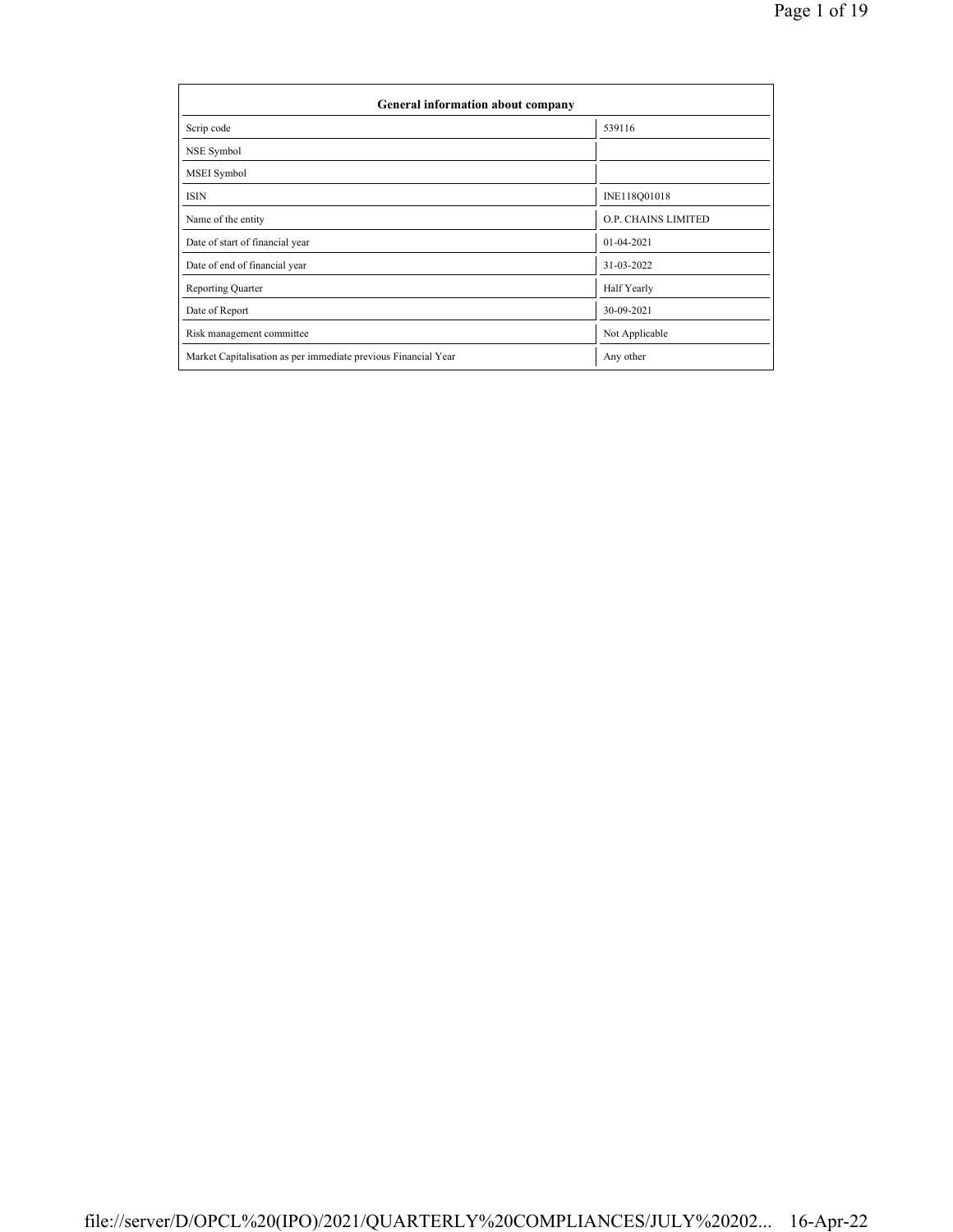| General information about company | |
|---|---|
| Scrip code | 539116 |
| NSE Symbol | |
| MSEI Symbol | |
| ISIN | INE118Q01018 |
| Name of the entity | O.P. CHAINS LIMITED |
| Date of start of financial year | 01-04-2021 |
| Date of end of financial year | 31-03-2022 |
| Reporting Quarter | Half Yearly |
| Date of Report | 30-09-2021 |
| Risk management committee | Not Applicable |
| Market Capitalisation as per immediate previous Financial Year | Any other |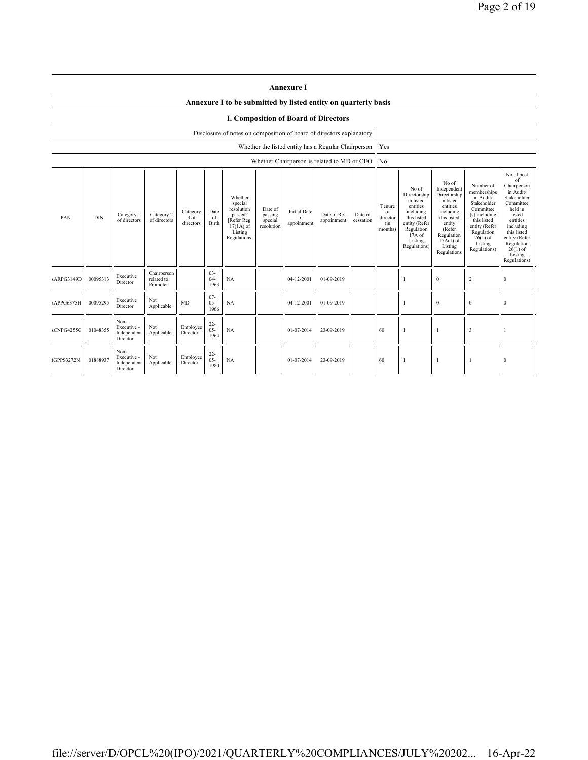## Annexure I

### Annexure I to be submitted by listed entity on quarterly basis

### I. Composition of Board of Directors

| Disclosure of notes on composition of board of directors explanatory | |
|---|---|
| Whether the listed entity has a Regular Chairperson | Yes |
| Whether Chairperson is related to MD or CEO | No |

| PAN | DIN | Category 1 of directors | Category 2 of directors | Category 3 of directors | Date of Birth | Whether special resolution passed? [Refer Reg. 17(1A) of Listing Regulations] | Date of passing special resolution | Initial Date of appointment | Date of Re-appointment | Date of cessation | Tenure of director (in months) | No of Directorship in listed entities including this listed entity (Refer Regulation 17A of Listing Regulations) | No of Independent Directorship in listed entities including this listed entity (Refer Regulation 17A(1) of Listing Regulations | Number of memberships in Audit/ Stakeholder Committee (s) including this listed entity (Refer Regulation 26(1) of Listing Regulations) | No of post of Chairperson in Audit/ Stakeholder Committee held in listed entities including this listed entity (Refer Regulation 26(1) of Listing Regulations) |
|---|---|---|---|---|---|---|---|---|---|---|---|---|---|---|---|
| AARPG3149D | 00095313 | Executive Director | Chairperson related to Promoter | | 03-04-1963 | NA | | 04-12-2001 | 01-09-2019 | | | 1 | 0 | 2 | 0 |
| AAPPG6375H | 00095295 | Executive Director | Not Applicable | MD | 07-05-1966 | NA | | 04-12-2001 | 01-09-2019 | | | 1 | 0 | 0 | 0 |
| ACNPG4255C | 01048355 | Non-Executive - Independent Director | Not Applicable | Employee Director | 22-05-1964 | NA | | 01-07-2014 | 23-09-2019 | | 60 | 1 | 1 | 3 | 1 |
| BGPPS3272N | 01888937 | Non-Executive - Independent Director | Not Applicable | Employee Director | 22-05-1980 | NA | | 01-07-2014 | 23-09-2019 | | 60 | 1 | 1 | 1 | 0 |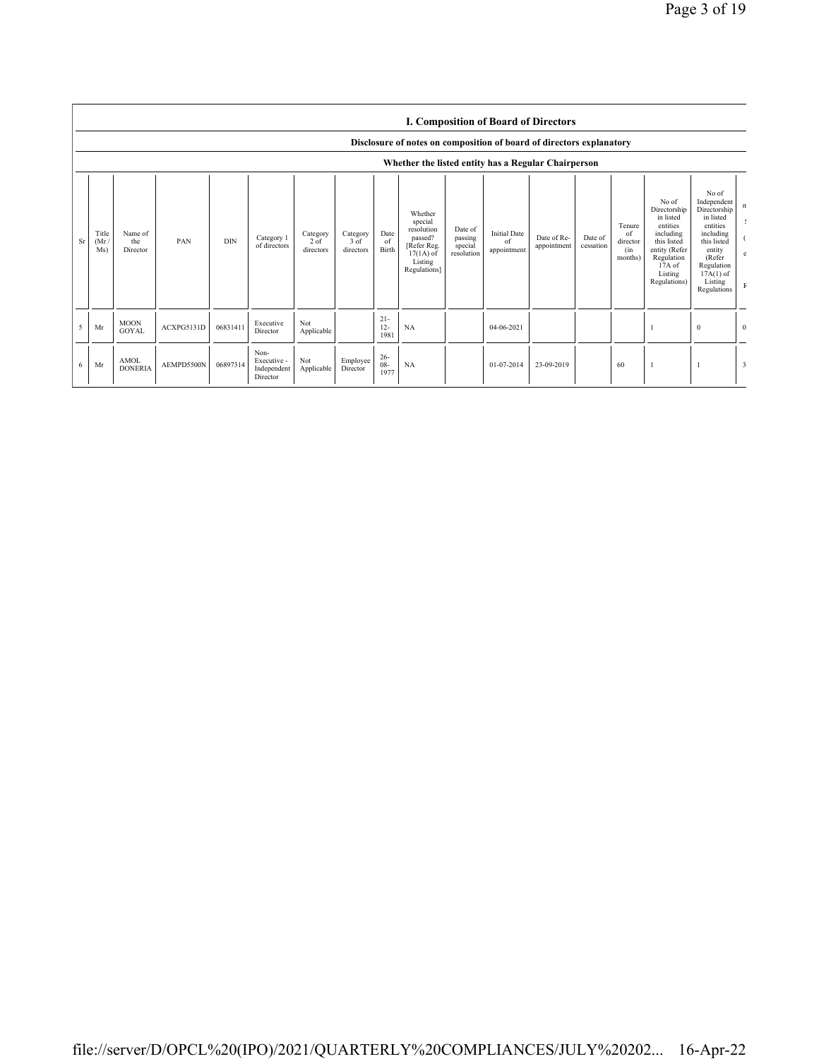## I. Composition of Board of Directors

Disclosure of notes on composition of board of directors explanatory

Whether the listed entity has a Regular Chairperson

| Sr | Title (Mr / Ms) | Name of the Director | PAN | DIN | Category 1 of directors | Category 2 of directors | Category 3 of directors | Date of Birth | Whether special resolution passed? [Refer Reg. 17(1A) of Listing Regulations] | Date of passing special resolution | Initial Date of appointment | Date of Re-appointment | Date of cessation | Tenure of director (in months) | No of Directorship in listed entities including this listed entity (Refer Regulation 17A of Listing Regulations) | No of Independent Directorship in listed entities including this listed entity (Refer Regulation 17A(1) of Listing Regulations | n S ( e F |
|---|---|---|---|---|---|---|---|---|---|---|---|---|---|---|---|---|---|
| 5 | Mr | MOON GOYAL | ACXPG5131D | 06831411 | Executive Director | Not Applicable | | 21-12-1981 | NA | | 04-06-2021 | | | | 1 | 0 | 0 |
| 6 | Mr | AMOL DONERIA | AEMPD5500N | 06897314 | Non-Executive - Independent Director | Not Applicable | Employee Director | 26-08-1977 | NA | | 01-07-2014 | 23-09-2019 | | 60 | 1 | 1 | 3 |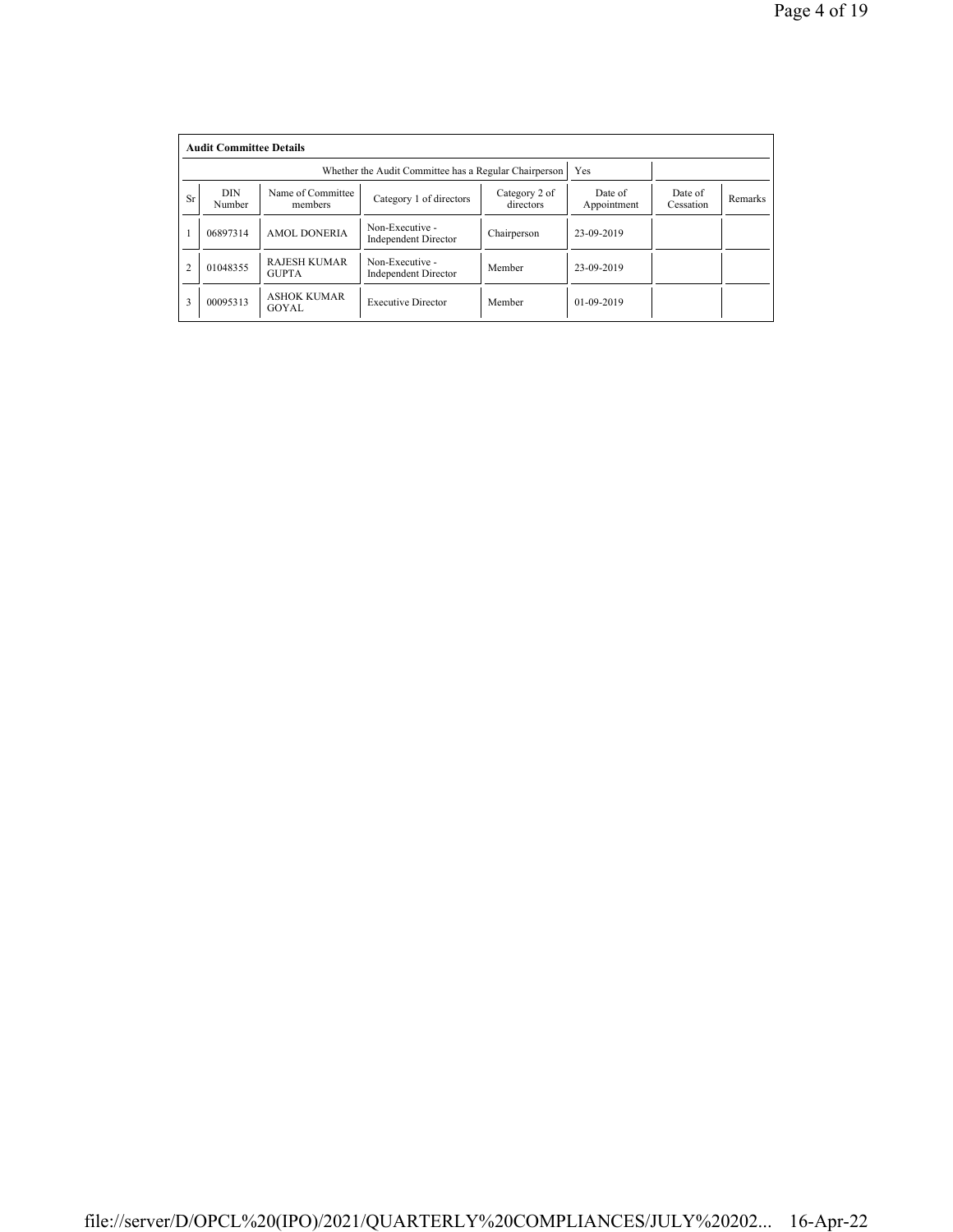**Audit Committee Details**

| | | | | Whether the Audit Committee has a Regular Chairperson | Yes | | |
|---|---|---|---|---|---|---|---|
| Sr | DIN Number | Name of Committee members | Category 1 of directors | Category 2 of directors | Date of Appointment | Date of Cessation | Remarks |
| 1 | 06897314 | AMOL DONERIA | Non-Executive - Independent Director | Chairperson | 23-09-2019 | | |
| 2 | 01048355 | RAJESH KUMAR GUPTA | Non-Executive - Independent Director | Member | 23-09-2019 | | |
| 3 | 00095313 | ASHOK KUMAR GOYAL | Executive Director | Member | 01-09-2019 | | |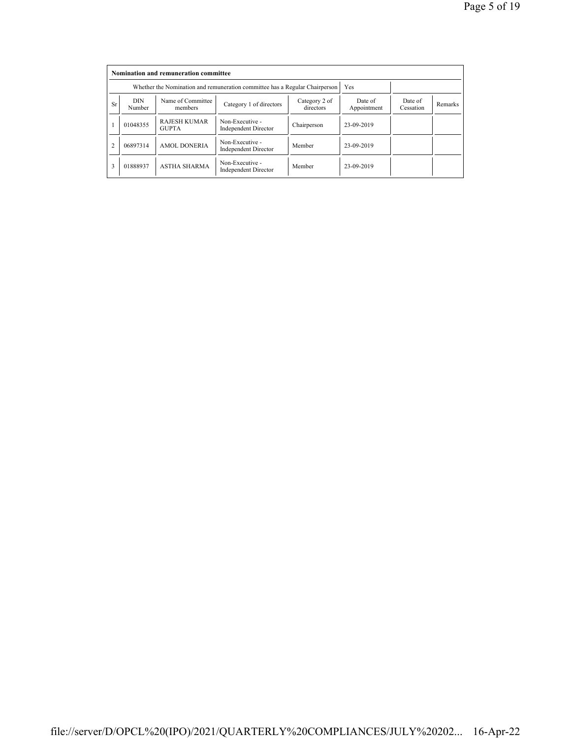**Nomination and remuneration committee**

| Whether the Nomination and remuneration committee has a Regular Chairperson | | | | | Yes | | |
|---|---|---|---|---|---|---|---|
| Sr | DIN Number | Name of Committee members | Category 1 of directors | Category 2 of directors | Date of Appointment | Date of Cessation | Remarks |
| 1 | 01048355 | RAJESH KUMAR GUPTA | Non-Executive - Independent Director | Chairperson | 23-09-2019 | | |
| 2 | 06897314 | AMOL DONERIA | Non-Executive - Independent Director | Member | 23-09-2019 | | |
| 3 | 01888937 | ASTHA SHARMA | Non-Executive - Independent Director | Member | 23-09-2019 | | |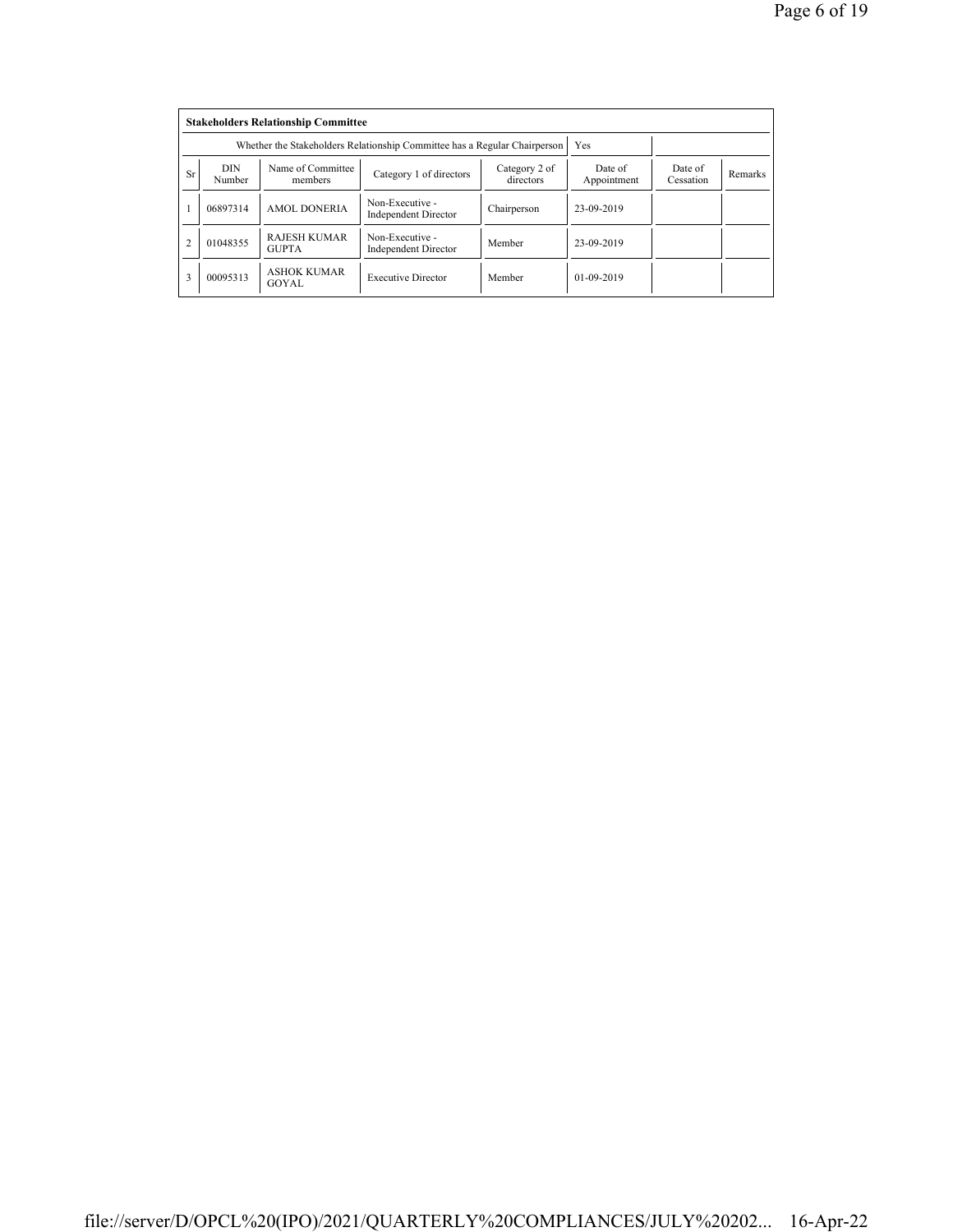| Stakeholders Relationship Committee | | | | | | | |
|---|---|---|---|---|---|---|---|
| Whether the Stakeholders Relationship Committee has a Regular Chairperson | | | | | Yes | | |
| Sr | DIN Number | Name of Committee members | Category 1 of directors | Category 2 of directors | Date of Appointment | Date of Cessation | Remarks |
| 1 | 06897314 | AMOL DONERIA | Non-Executive - Independent Director | Chairperson | 23-09-2019 | | |
| 2 | 01048355 | RAJESH KUMAR GUPTA | Non-Executive - Independent Director | Member | 23-09-2019 | | |
| 3 | 00095313 | ASHOK KUMAR GOYAL | Executive Director | Member | 01-09-2019 | | |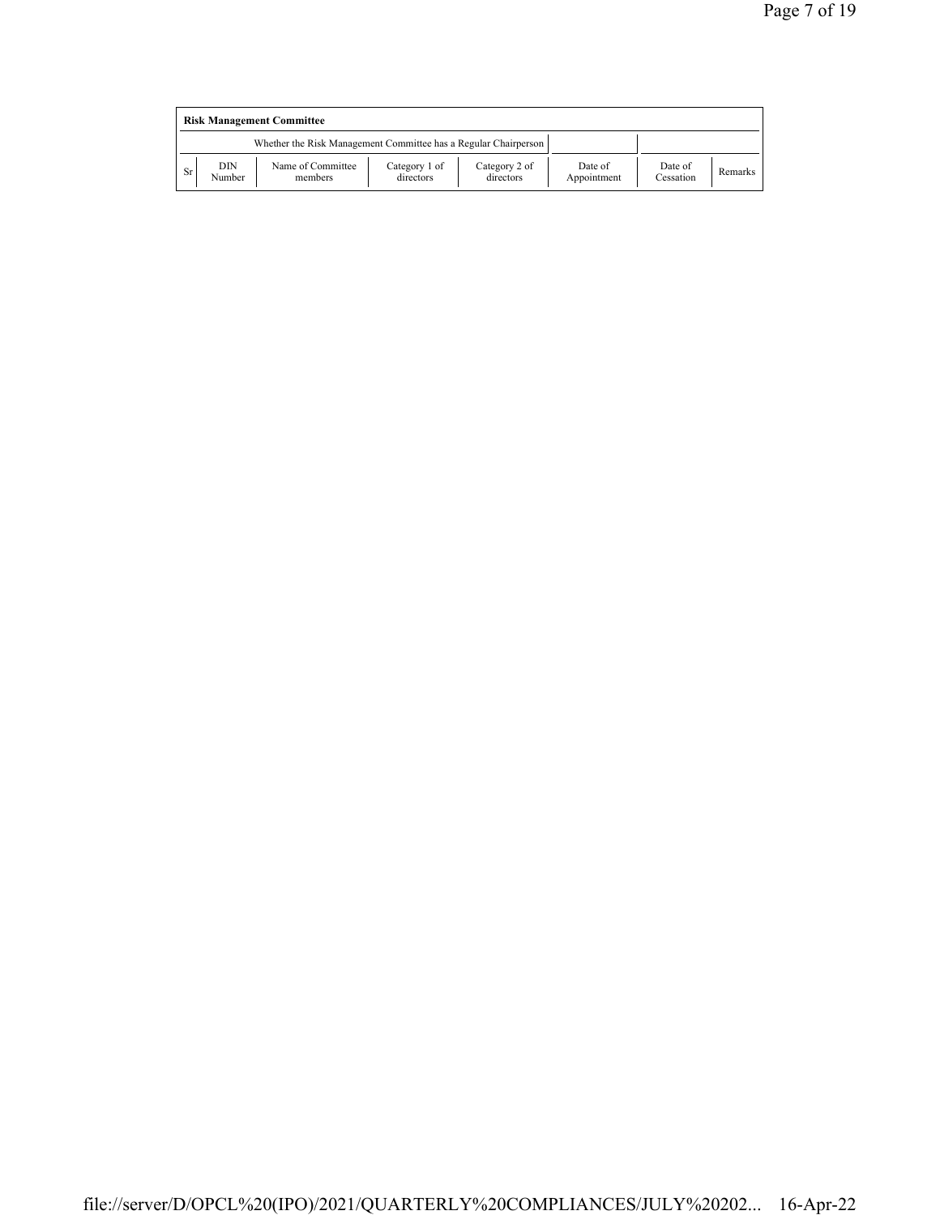| Risk Management Committee | | | | | | | |
|---|---|---|---|---|---|---|---|
| Whether the Risk Management Committee has a Regular Chairperson | | | | | | | |
| Sr | DIN Number | Name of Committee members | Category 1 of directors | Category 2 of directors | Date of Appointment | Date of Cessation | Remarks |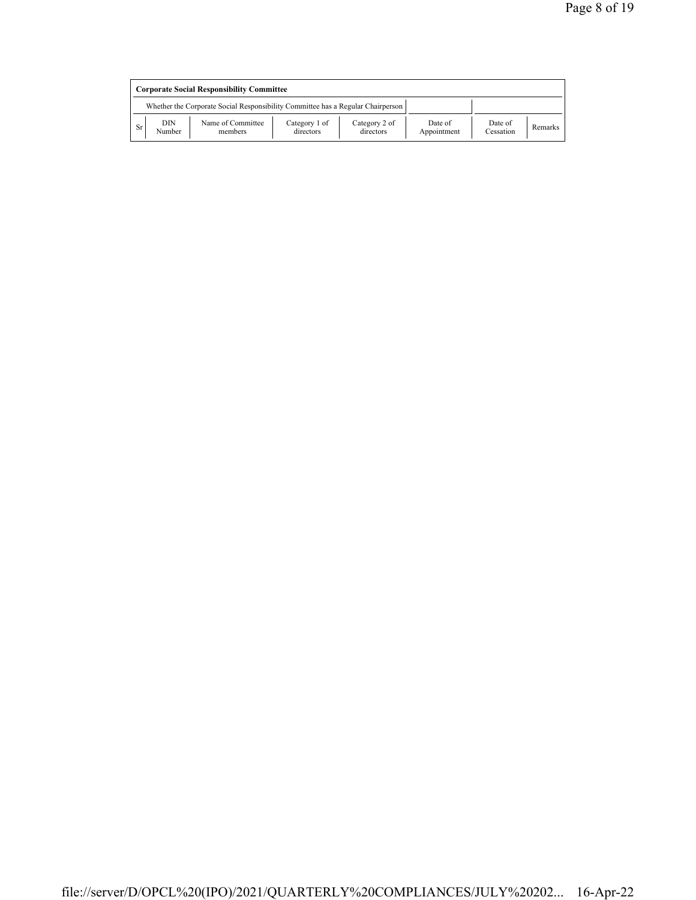**Corporate Social Responsibility Committee**

| Whether the Corporate Social Responsibility Committee has a Regular Chairperson | | | | | | | |
|---|---|---|---|---|---|---|---|
| Sr | DIN Number | Name of Committee members | Category 1 of directors | Category 2 of directors | Date of Appointment | Date of Cessation | Remarks |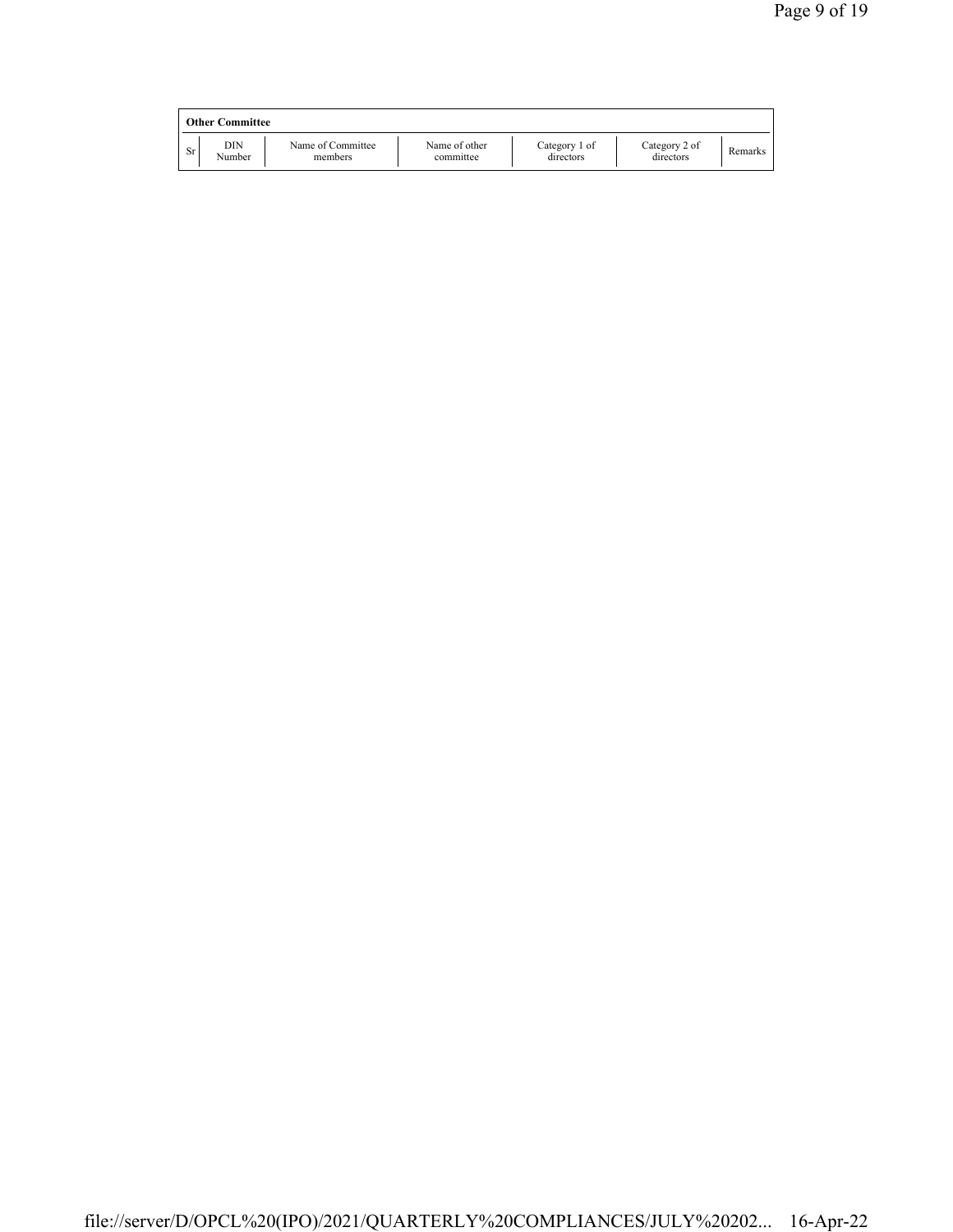| Other Committee | | | | | | |
|---|---|---|---|---|---|---|
| Sr | DIN Number | Name of Committee members | Name of other committee | Category 1 of directors | Category 2 of directors | Remarks |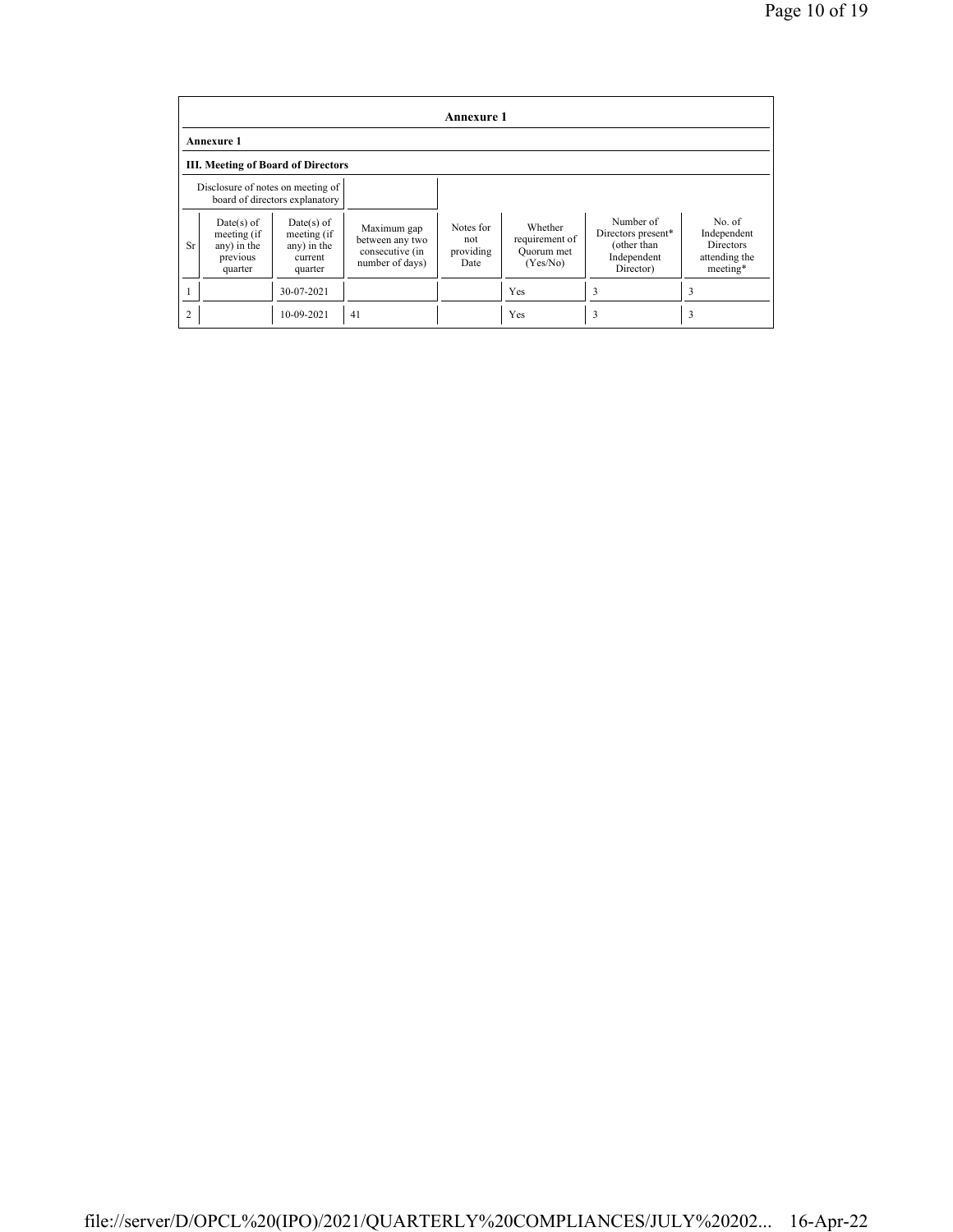## Annexure 1

**Annexure 1**

**III. Meeting of Board of Directors**

| Disclosure of notes on meeting of board of directors explanatory | |
|---|---|

| Sr | Date(s) of meeting (if any) in the previous quarter | Date(s) of meeting (if any) in the current quarter | Maximum gap between any two consecutive (in number of days) | Notes for not providing Date | Whether requirement of Quorum met (Yes/No) | Number of Directors present* (other than Independent Director) | No. of Independent Directors attending the meeting* |
|---|---|---|---|---|---|---|---|
| 1 | | 30-07-2021 | | | Yes | 3 | 3 |
| 2 | | 10-09-2021 | 41 | | Yes | 3 | 3 |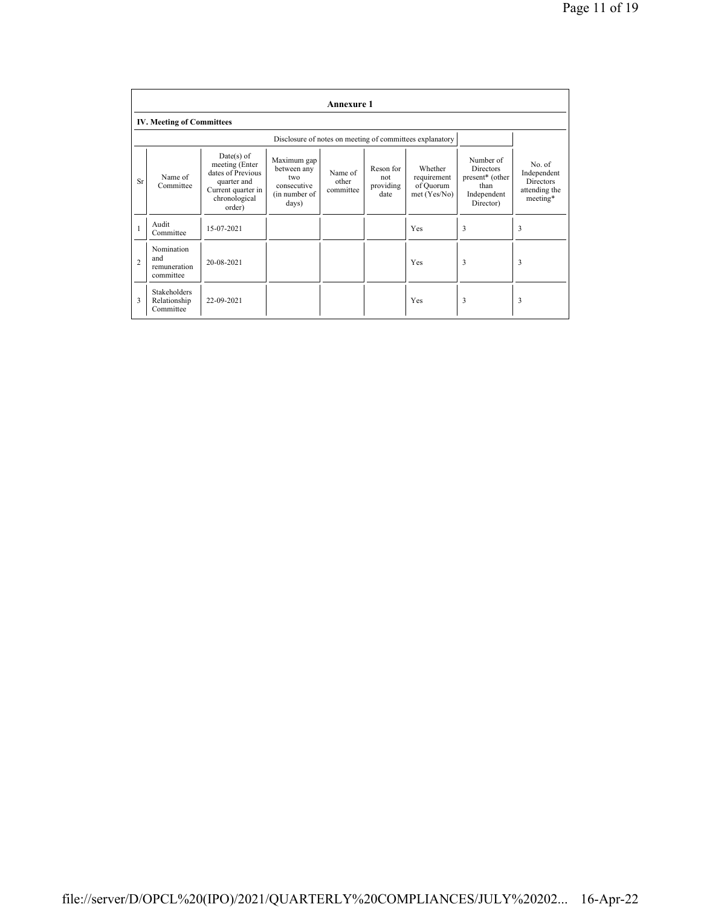## Annexure 1

### IV. Meeting of Committees

Disclosure of notes on meeting of committees explanatory

| Sr | Name of Committee | Date(s) of meeting (Enter dates of Previous quarter and Current quarter in chronological order) | Maximum gap between any two consecutive (in number of days) | Name of other committee | Reson for not providing date | Whether requirement of Quorum met (Yes/No) | Number of Directors present* (other than Independent Director) | No. of Independent Directors attending the meeting* |
|---|---|---|---|---|---|---|---|---|
| 1 | Audit Committee | 15-07-2021 | | | | Yes | 3 | 3 |
| 2 | Nomination and remuneration committee | 20-08-2021 | | | | Yes | 3 | 3 |
| 3 | Stakeholders Relationship Committee | 22-09-2021 | | | | Yes | 3 | 3 |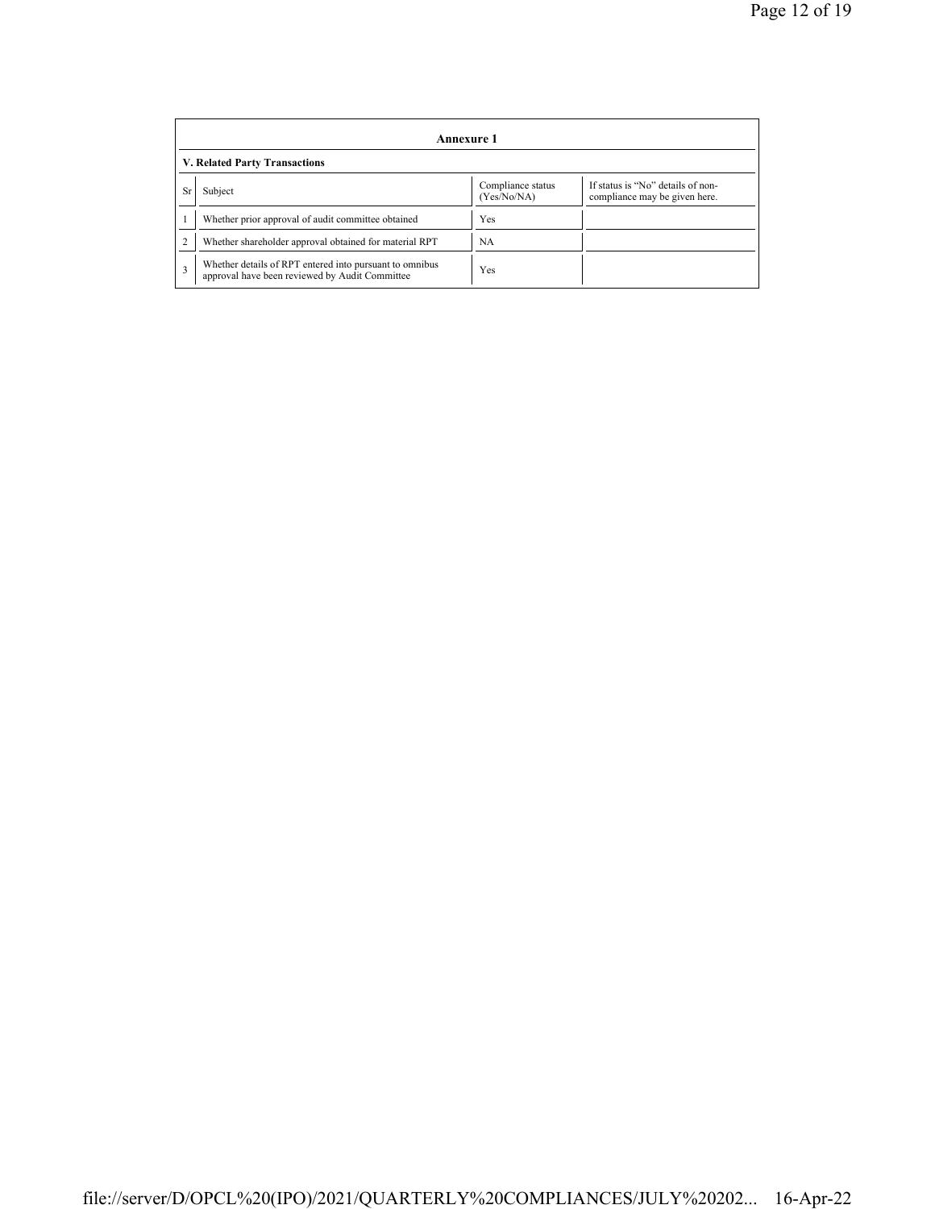## Annexure 1

### V. Related Party Transactions

| Sr | Subject | Compliance status (Yes/No/NA) | If status is "No" details of non-compliance may be given here. |
|---|---|---|---|
| 1 | Whether prior approval of audit committee obtained | Yes | |
| 2 | Whether shareholder approval obtained for material RPT | NA | |
| 3 | Whether details of RPT entered into pursuant to omnibus approval have been reviewed by Audit Committee | Yes | |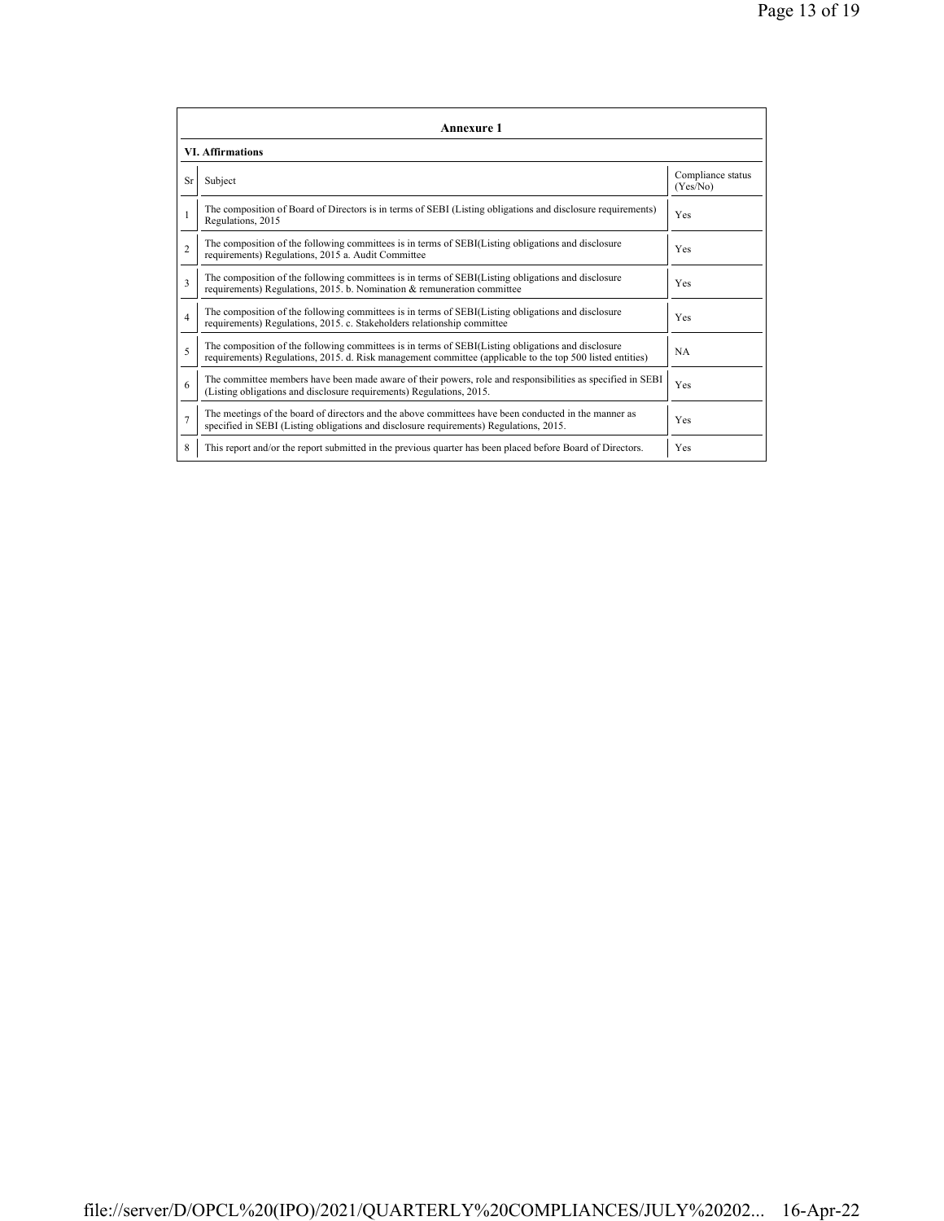## Annexure 1

### VI. Affirmations

| Sr | Subject | Compliance status (Yes/No) |
|---|---|---|
| 1 | The composition of Board of Directors is in terms of SEBI (Listing obligations and disclosure requirements) Regulations, 2015 | Yes |
| 2 | The composition of the following committees is in terms of SEBI(Listing obligations and disclosure requirements) Regulations, 2015 a. Audit Committee | Yes |
| 3 | The composition of the following committees is in terms of SEBI(Listing obligations and disclosure requirements) Regulations, 2015. b. Nomination & remuneration committee | Yes |
| 4 | The composition of the following committees is in terms of SEBI(Listing obligations and disclosure requirements) Regulations, 2015. c. Stakeholders relationship committee | Yes |
| 5 | The composition of the following committees is in terms of SEBI(Listing obligations and disclosure requirements) Regulations, 2015. d. Risk management committee (applicable to the top 500 listed entities) | NA |
| 6 | The committee members have been made aware of their powers, role and responsibilities as specified in SEBI (Listing obligations and disclosure requirements) Regulations, 2015. | Yes |
| 7 | The meetings of the board of directors and the above committees have been conducted in the manner as specified in SEBI (Listing obligations and disclosure requirements) Regulations, 2015. | Yes |
| 8 | This report and/or the report submitted in the previous quarter has been placed before Board of Directors. | Yes |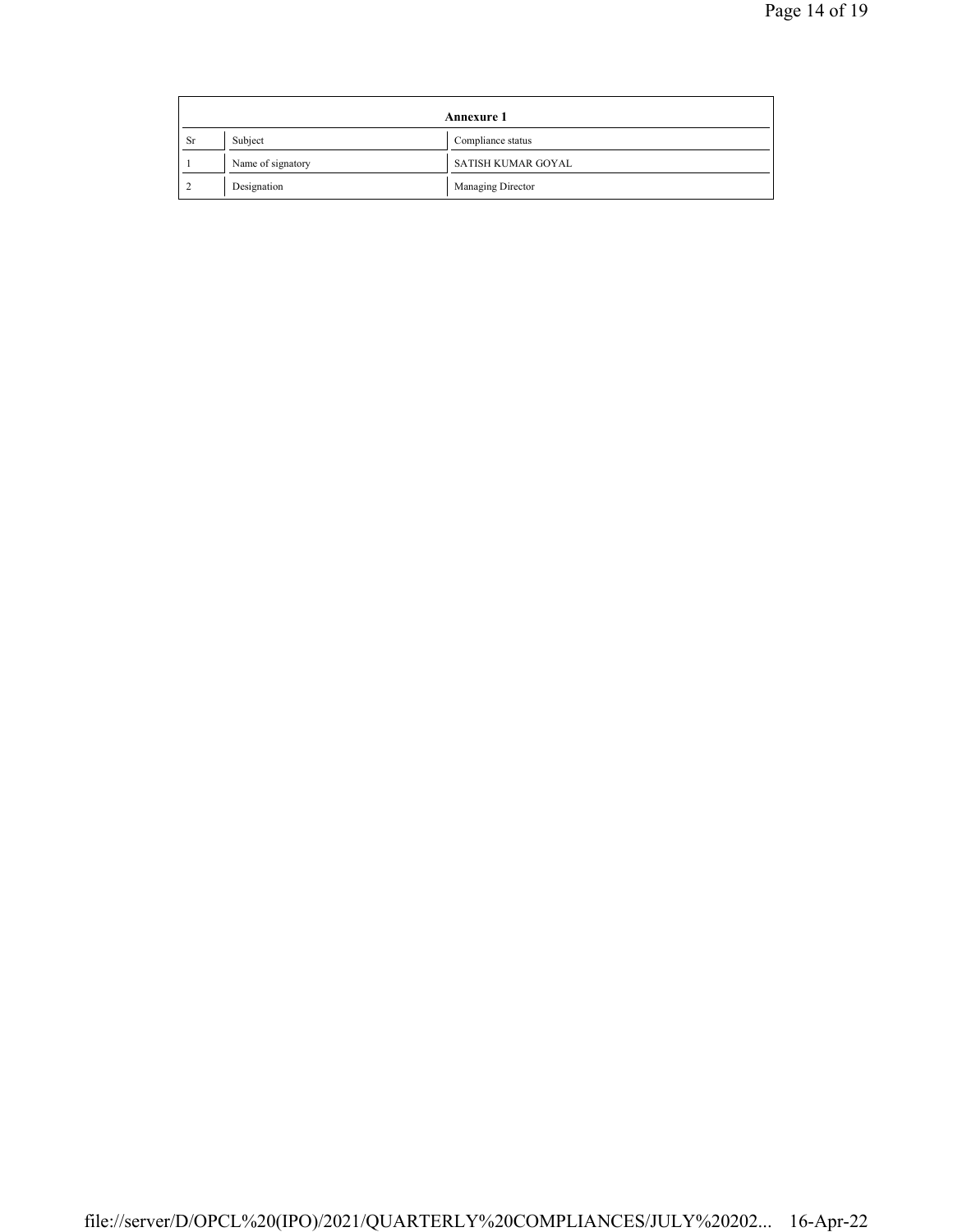| Annexure 1 | | |
|---|---|---|
| Sr | Subject | Compliance status |
| 1 | Name of signatory | SATISH KUMAR GOYAL |
| 2 | Designation | Managing Director |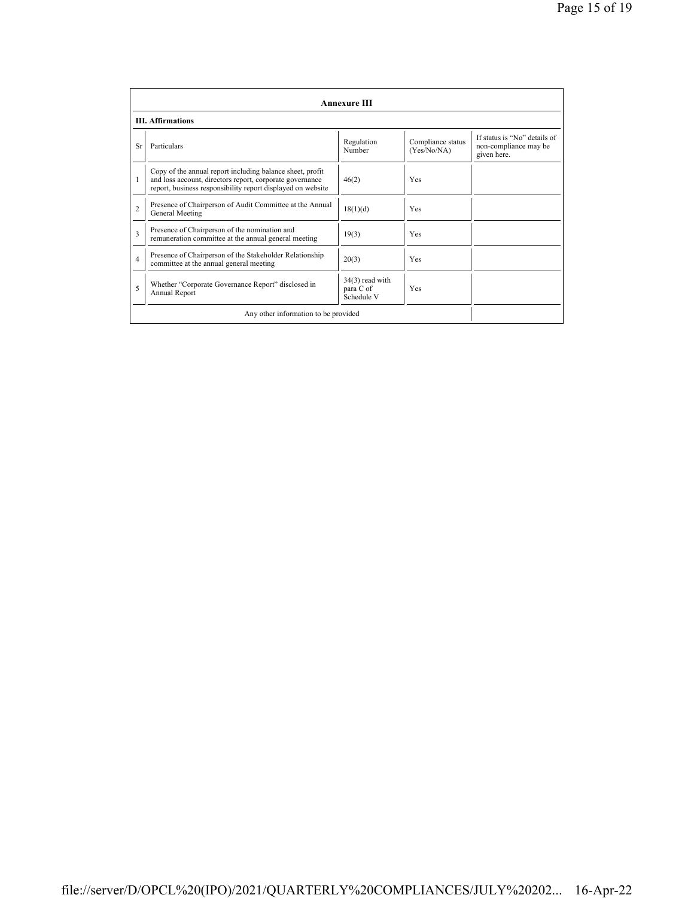## Annexure III

### III. Affirmations

| Sr | Particulars | Regulation Number | Compliance status (Yes/No/NA) | If status is "No" details of non-compliance may be given here. |
|---|---|---|---|---|
| 1 | Copy of the annual report including balance sheet, profit and loss account, directors report, corporate governance report, business responsibility report displayed on website | 46(2) | Yes | |
| 2 | Presence of Chairperson of Audit Committee at the Annual General Meeting | 18(1)(d) | Yes | |
| 3 | Presence of Chairperson of the nomination and remuneration committee at the annual general meeting | 19(3) | Yes | |
| 4 | Presence of Chairperson of the Stakeholder Relationship committee at the annual general meeting | 20(3) | Yes | |
| 5 | Whether "Corporate Governance Report" disclosed in Annual Report | 34(3) read with para C of Schedule V | Yes | |
| | Any other information to be provided | | | |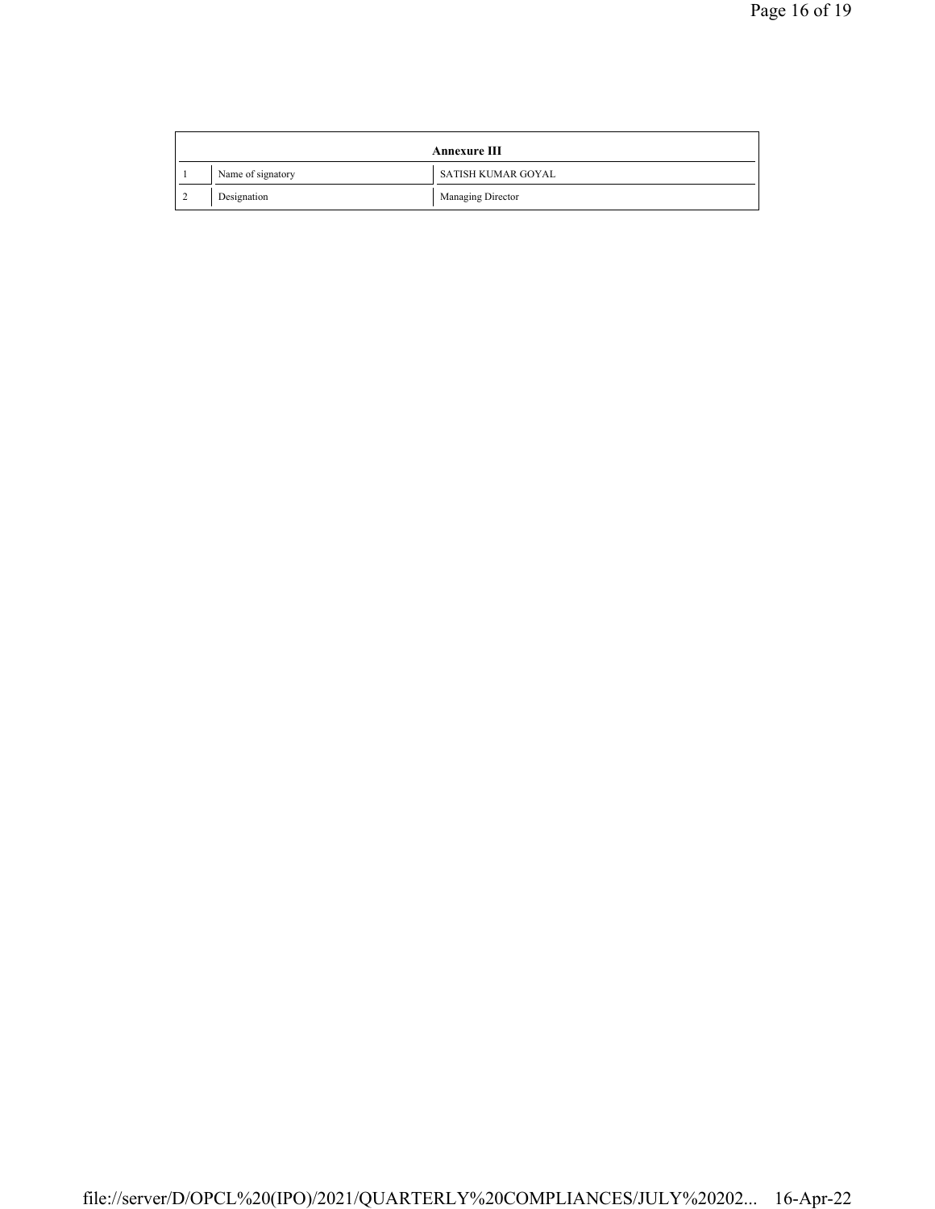| Annexure III | | |
|---|---|---|
| 1 | Name of signatory | SATISH KUMAR GOYAL |
| 2 | Designation | Managing Director |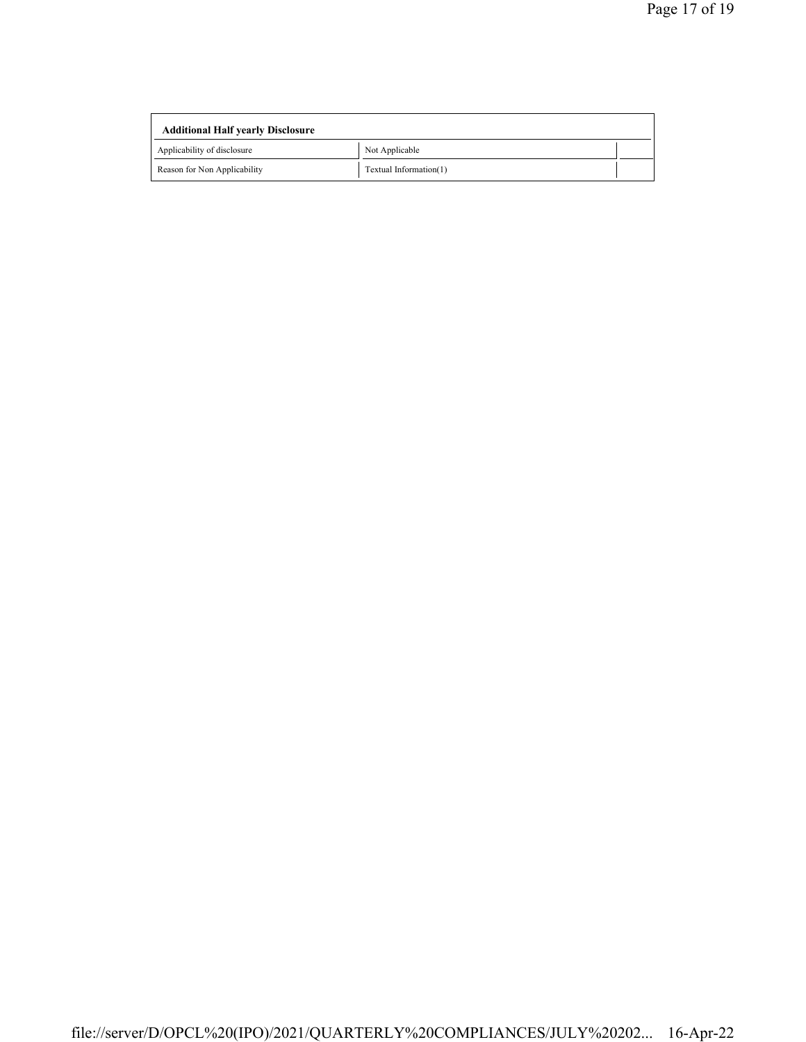| Additional Half yearly Disclosure | | |
|---|---|---|
| Applicability of disclosure | Not Applicable | |
| Reason for Non Applicability | Textual Information(1) | |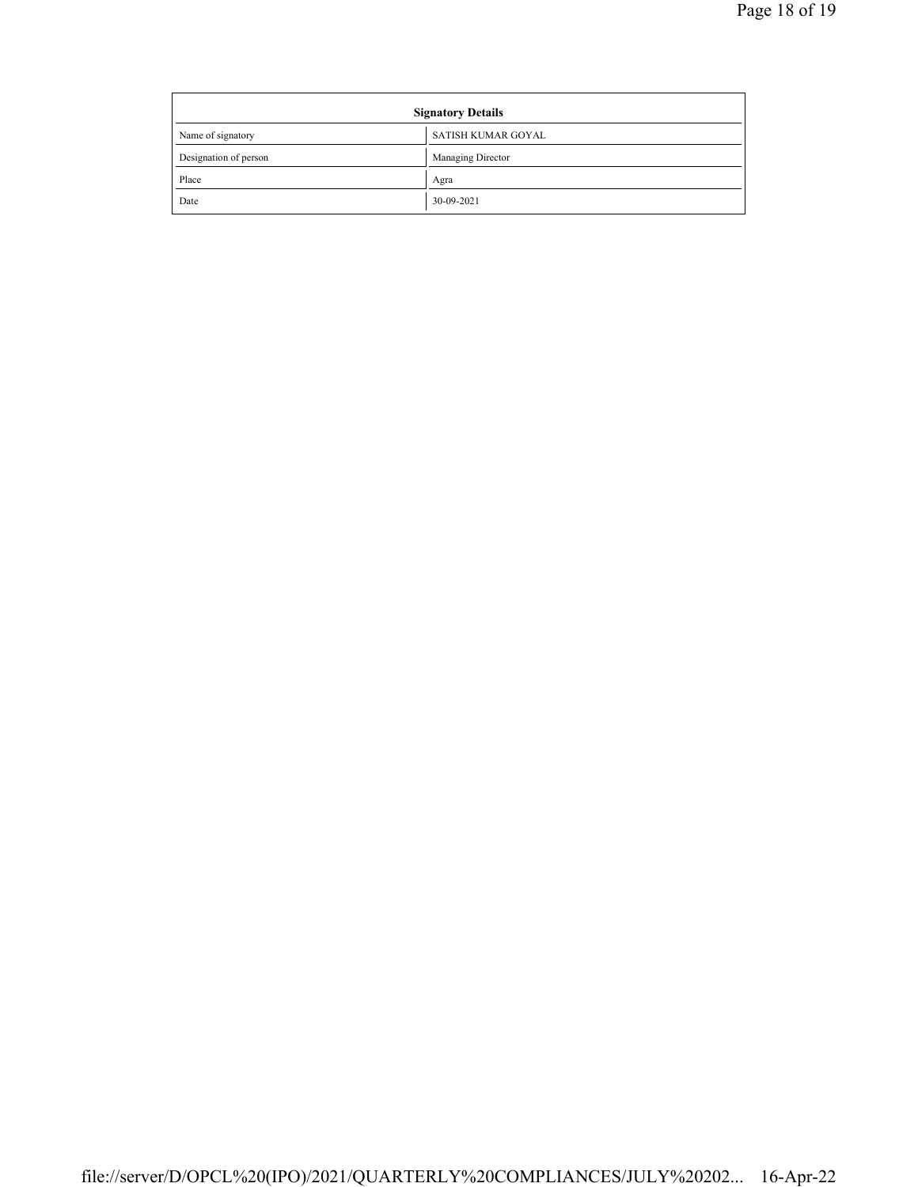| Signatory Details | |
|---|---|
| Name of signatory | SATISH KUMAR GOYAL |
| Designation of person | Managing Director |
| Place | Agra |
| Date | 30-09-2021 |